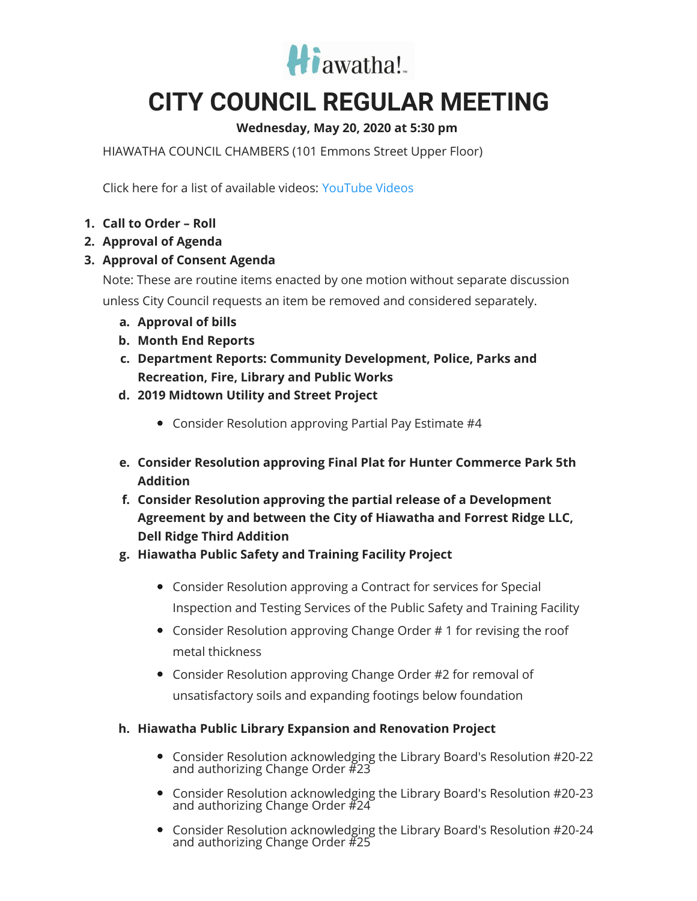Hiawatha!

# CITY COUNCIL REGULAR MEETING

**Wednesday, May 20, 2020 at 5:30 pm**

HIAWATHA COUNCIL CHAMBERS (101 Emmons Street Upper Floor)

Click here for a list of available videos: YouTube Videos

1. **Call to Order – Roll**
2. **Approval of Agenda**
3. **Approval of Consent Agenda**

   Note: These are routine items enacted by one motion without separate discussion unless City Council requests an item be removed and considered separately.

   a. **Approval of bills**

   b. **Month End Reports**

   c. **Department Reports: Community Development, Police, Parks and Recreation, Fire, Library and Public Works**

   d. **2019 Midtown Utility and Street Project**
      - Consider Resolution approving Partial Pay Estimate #4

   e. **Consider Resolution approving Final Plat for Hunter Commerce Park 5th Addition**

   f. **Consider Resolution approving the partial release of a Development Agreement by and between the City of Hiawatha and Forrest Ridge LLC, Dell Ridge Third Addition**

   g. **Hiawatha Public Safety and Training Facility Project**
      - Consider Resolution approving a Contract for services for Special Inspection and Testing Services of the Public Safety and Training Facility
      - Consider Resolution approving Change Order # 1 for revising the roof metal thickness
      - Consider Resolution approving Change Order #2 for removal of unsatisfactory soils and expanding footings below foundation

   h. **Hiawatha Public Library Expansion and Renovation Project**
      - Consider Resolution acknowledging the Library Board's Resolution #20-22 and authorizing Change Order #23
      - Consider Resolution acknowledging the Library Board's Resolution #20-23 and authorizing Change Order #24
      - Consider Resolution acknowledging the Library Board's Resolution #20-24 and authorizing Change Order #25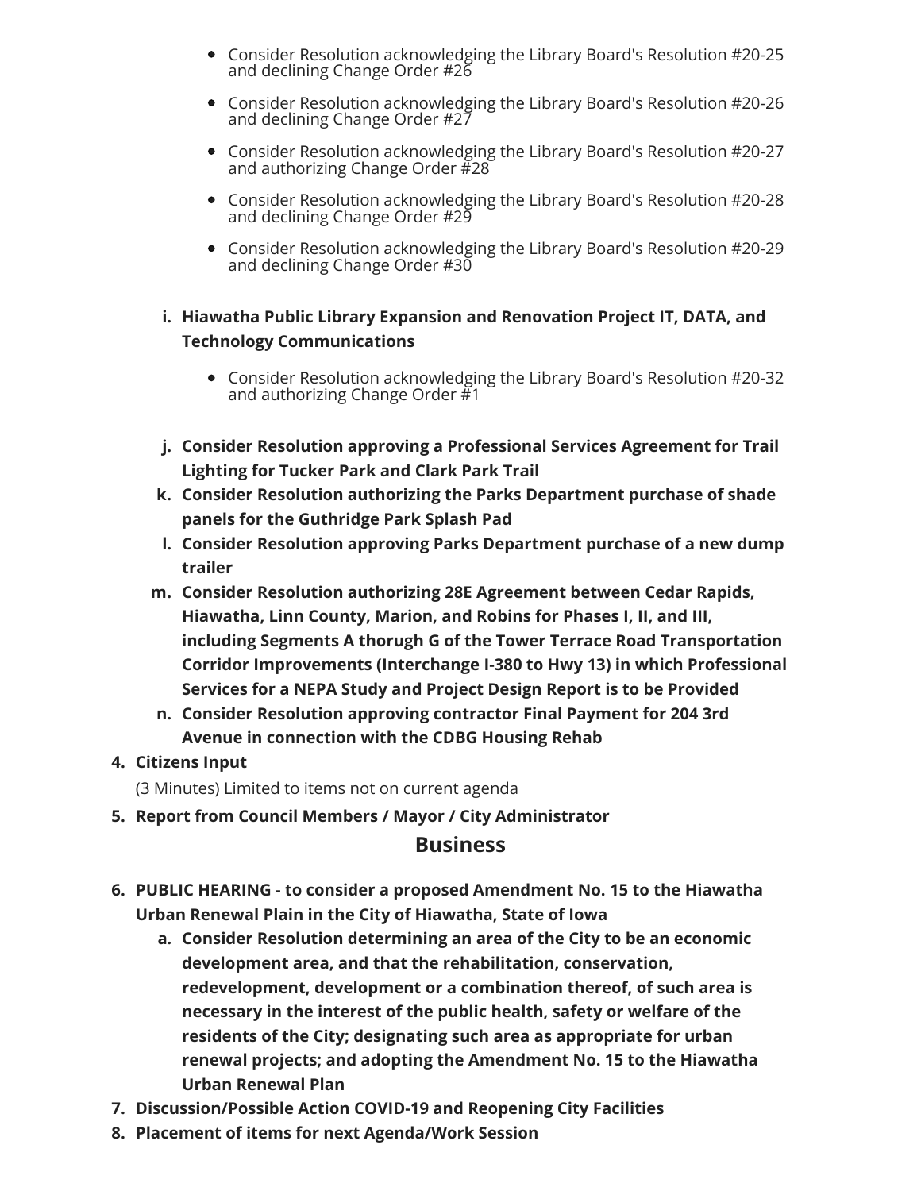- Consider Resolution acknowledging the Library Board's Resolution #20-25 and declining Change Order #26
- Consider Resolution acknowledging the Library Board's Resolution #20-26 and declining Change Order #27
- Consider Resolution acknowledging the Library Board's Resolution #20-27 and authorizing Change Order #28
- Consider Resolution acknowledging the Library Board's Resolution #20-28 and declining Change Order #29
- Consider Resolution acknowledging the Library Board's Resolution #20-29 and declining Change Order #30

i. **Hiawatha Public Library Expansion and Renovation Project IT, DATA, and Technology Communications**

- Consider Resolution acknowledging the Library Board's Resolution #20-32 and authorizing Change Order #1

j. **Consider Resolution approving a Professional Services Agreement for Trail Lighting for Tucker Park and Clark Park Trail**

k. **Consider Resolution authorizing the Parks Department purchase of shade panels for the Guthridge Park Splash Pad**

l. **Consider Resolution approving Parks Department purchase of a new dump trailer**

m. **Consider Resolution authorizing 28E Agreement between Cedar Rapids, Hiawatha, Linn County, Marion, and Robins for Phases I, II, and III, including Segments A thorugh G of the Tower Terrace Road Transportation Corridor Improvements (Interchange I-380 to Hwy 13) in which Professional Services for a NEPA Study and Project Design Report is to be Provided**

n. **Consider Resolution approving contractor Final Payment for 204 3rd Avenue in connection with the CDBG Housing Rehab**

4. **Citizens Input**

   (3 Minutes) Limited to items not on current agenda

5. **Report from Council Members / Mayor / City Administrator**

## Business

6. **PUBLIC HEARING - to consider a proposed Amendment No. 15 to the Hiawatha Urban Renewal Plain in the City of Hiawatha, State of Iowa**

   a. **Consider Resolution determining an area of the City to be an economic development area, and that the rehabilitation, conservation, redevelopment, development or a combination thereof, of such area is necessary in the interest of the public health, safety or welfare of the residents of the City; designating such area as appropriate for urban renewal projects; and adopting the Amendment No. 15 to the Hiawatha Urban Renewal Plan**

7. **Discussion/Possible Action COVID-19 and Reopening City Facilities**
8. **Placement of items for next Agenda/Work Session**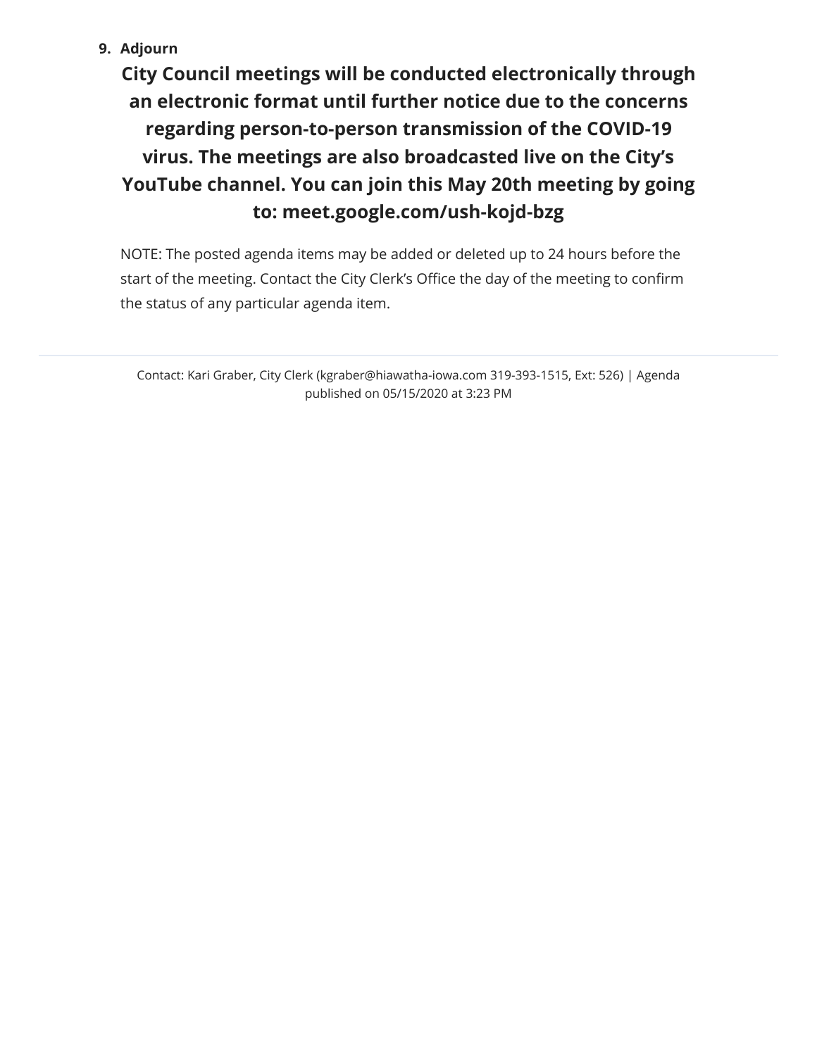9. **Adjourn**

**City Council meetings will be conducted electronically through an electronic format until further notice due to the concerns regarding person-to-person transmission of the COVID-19 virus. The meetings are also broadcasted live on the City's YouTube channel. You can join this May 20th meeting by going to: meet.google.com/ush-kojd-bzg**

NOTE: The posted agenda items may be added or deleted up to 24 hours before the start of the meeting. Contact the City Clerk's Office the day of the meeting to confirm the status of any particular agenda item.

---

Contact: Kari Graber, City Clerk (kgraber@hiawatha-iowa.com 319-393-1515, Ext: 526) | Agenda published on 05/15/2020 at 3:23 PM